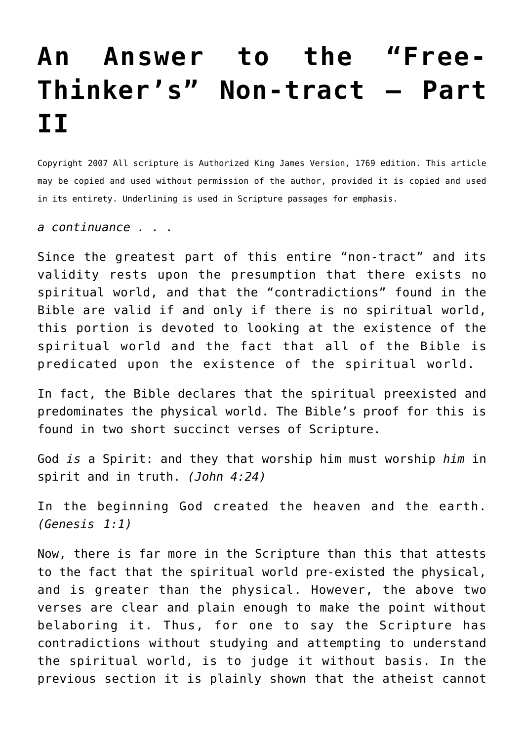# An Answer to the "Free-Thinker's" Non-tract – Part II

Copyright 2007 All scripture is Authorized King James Version, 1769 edition. This article may be copied and used without permission of the author, provided it is copied and used in its entirety. Underlining is used in Scripture passages for emphasis.

*a continuance . . .*

Since the greatest part of this entire "non-tract" and its validity rests upon the presumption that there exists no spiritual world, and that the "contradictions" found in the Bible are valid if and only if there is no spiritual world, this portion is devoted to looking at the existence of the spiritual world and the fact that all of the Bible is predicated upon the existence of the spiritual world.

In fact, the Bible declares that the spiritual preexisted and predominates the physical world. The Bible's proof for this is found in two short succinct verses of Scripture.

God *is* a Spirit: and they that worship him must worship *him* in spirit and in truth. *(John 4:24)*

In the beginning God created the heaven and the earth. *(Genesis 1:1)*

Now, there is far more in the Scripture than this that attests to the fact that the spiritual world pre-existed the physical, and is greater than the physical. However, the above two verses are clear and plain enough to make the point without belaboring it. Thus, for one to say the Scripture has contradictions without studying and attempting to understand the spiritual world, is to judge it without basis. In the previous section it is plainly shown that the atheist cannot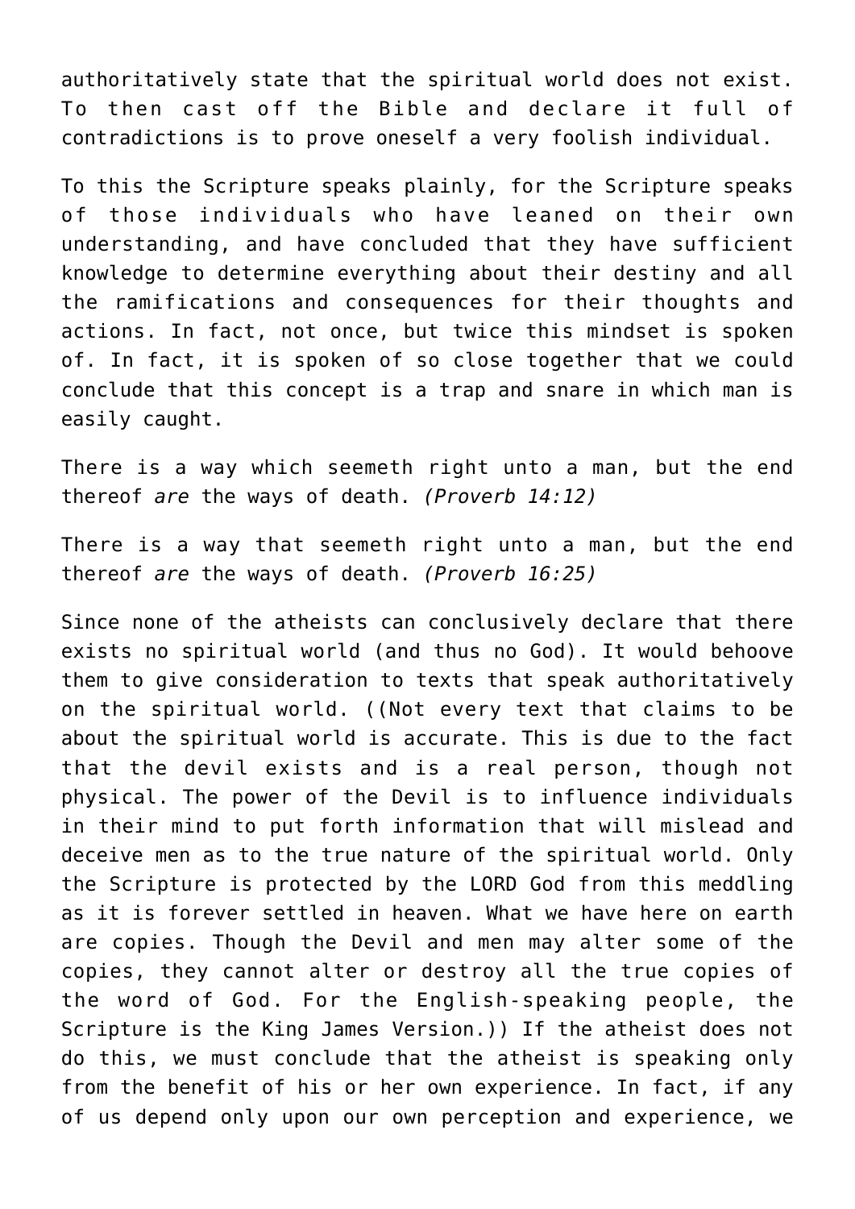authoritatively state that the spiritual world does not exist. To then cast off the Bible and declare it full of contradictions is to prove oneself a very foolish individual.

To this the Scripture speaks plainly, for the Scripture speaks of those individuals who have leaned on their own understanding, and have concluded that they have sufficient knowledge to determine everything about their destiny and all the ramifications and consequences for their thoughts and actions. In fact, not once, but twice this mindset is spoken of. In fact, it is spoken of so close together that we could conclude that this concept is a trap and snare in which man is easily caught.

There is a way which seemeth right unto a man, but the end thereof *are* the ways of death. *(Proverb 14:12)*

There is a way that seemeth right unto a man, but the end thereof *are* the ways of death. *(Proverb 16:25)*

Since none of the atheists can conclusively declare that there exists no spiritual world (and thus no God). It would behoove them to give consideration to texts that speak authoritatively on the spiritual world. ((Not every text that claims to be about the spiritual world is accurate. This is due to the fact that the devil exists and is a real person, though not physical. The power of the Devil is to influence individuals in their mind to put forth information that will mislead and deceive men as to the true nature of the spiritual world. Only the Scripture is protected by the LORD God from this meddling as it is forever settled in heaven. What we have here on earth are copies. Though the Devil and men may alter some of the copies, they cannot alter or destroy all the true copies of the word of God. For the English-speaking people, the Scripture is the King James Version.)) If the atheist does not do this, we must conclude that the atheist is speaking only from the benefit of his or her own experience. In fact, if any of us depend only upon our own perception and experience, we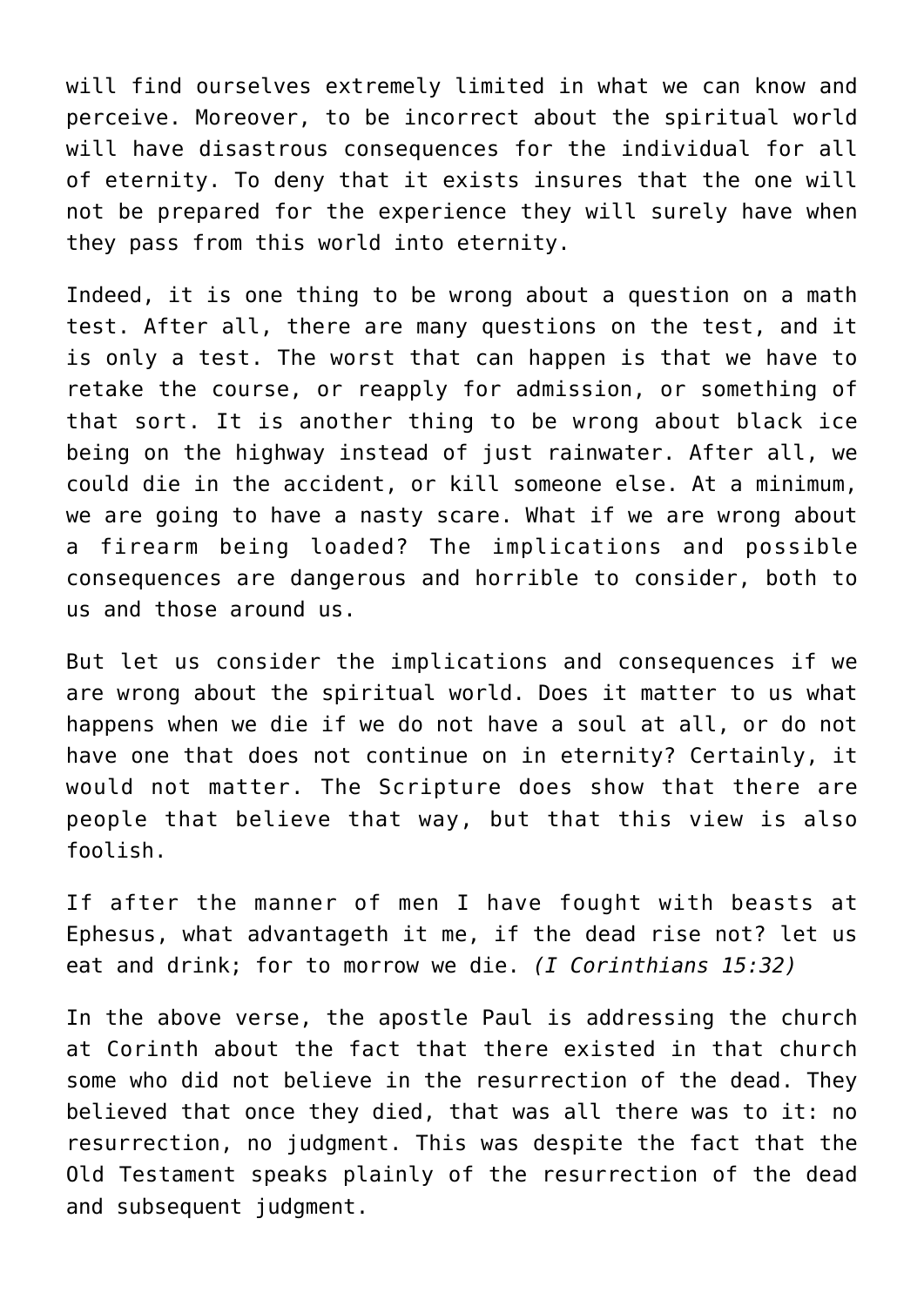will find ourselves extremely limited in what we can know and perceive. Moreover, to be incorrect about the spiritual world will have disastrous consequences for the individual for all of eternity. To deny that it exists insures that the one will not be prepared for the experience they will surely have when they pass from this world into eternity.

Indeed, it is one thing to be wrong about a question on a math test. After all, there are many questions on the test, and it is only a test. The worst that can happen is that we have to retake the course, or reapply for admission, or something of that sort. It is another thing to be wrong about black ice being on the highway instead of just rainwater. After all, we could die in the accident, or kill someone else. At a minimum, we are going to have a nasty scare. What if we are wrong about a firearm being loaded? The implications and possible consequences are dangerous and horrible to consider, both to us and those around us.

But let us consider the implications and consequences if we are wrong about the spiritual world. Does it matter to us what happens when we die if we do not have a soul at all, or do not have one that does not continue on in eternity? Certainly, it would not matter. The Scripture does show that there are people that believe that way, but that this view is also foolish.

If after the manner of men I have fought with beasts at Ephesus, what advantageth it me, if the dead rise not? let us eat and drink; for to morrow we die. *(I Corinthians 15:32)*

In the above verse, the apostle Paul is addressing the church at Corinth about the fact that there existed in that church some who did not believe in the resurrection of the dead. They believed that once they died, that was all there was to it: no resurrection, no judgment. This was despite the fact that the Old Testament speaks plainly of the resurrection of the dead and subsequent judgment.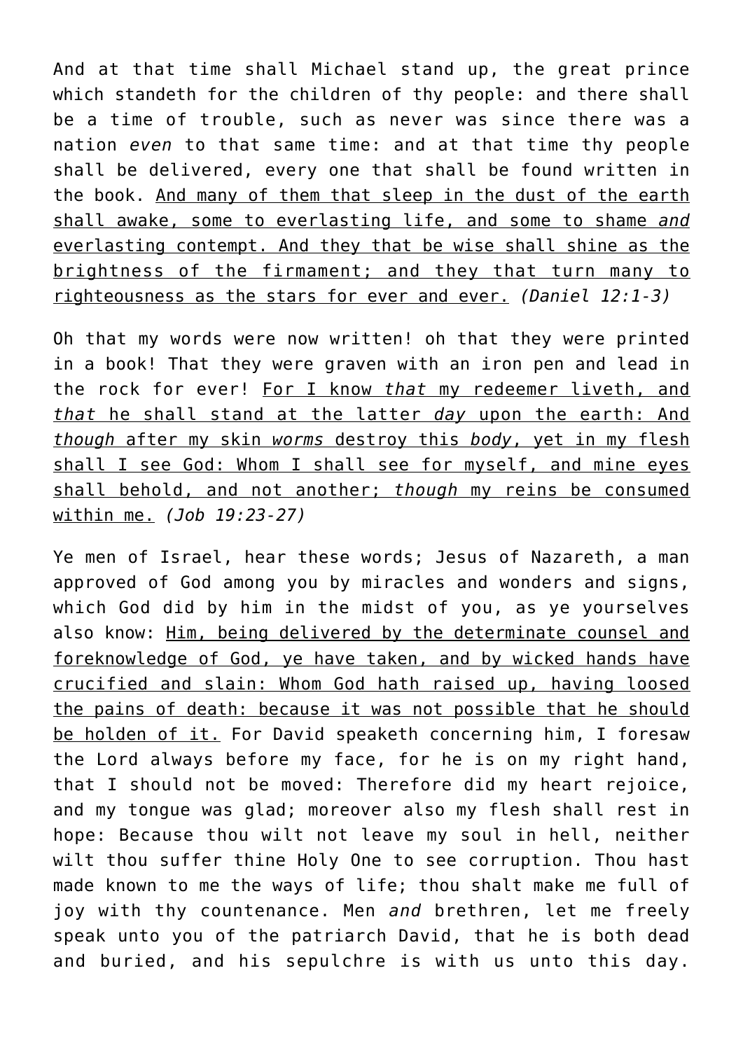And at that time shall Michael stand up, the great prince which standeth for the children of thy people: and there shall be a time of trouble, such as never was since there was a nation *even* to that same time: and at that time thy people shall be delivered, every one that shall be found written in the book. <u>And many of them that sleep in the dust of the earth shall awake, some to everlasting life, and some to shame *and* everlasting contempt. And they that be wise shall shine as the brightness of the firmament; and they that turn many to righteousness as the stars for ever and ever.</u> *(Daniel 12:1-3)*

Oh that my words were now written! oh that they were printed in a book! That they were graven with an iron pen and lead in the rock for ever! <u>For I know *that* my redeemer liveth, and *that* he shall stand at the latter *day* upon the earth: And *though* after my skin *worms* destroy this *body*, yet in my flesh shall I see God: Whom I shall see for myself, and mine eyes shall behold, and not another; *though* my reins be consumed within me.</u> *(Job 19:23-27)*

Ye men of Israel, hear these words; Jesus of Nazareth, a man approved of God among you by miracles and wonders and signs, which God did by him in the midst of you, as ye yourselves also know: <u>Him, being delivered by the determinate counsel and foreknowledge of God, ye have taken, and by wicked hands have crucified and slain: Whom God hath raised up, having loosed the pains of death: because it was not possible that he should be holden of it.</u> For David speaketh concerning him, I foresaw the Lord always before my face, for he is on my right hand, that I should not be moved: Therefore did my heart rejoice, and my tongue was glad; moreover also my flesh shall rest in hope: Because thou wilt not leave my soul in hell, neither wilt thou suffer thine Holy One to see corruption. Thou hast made known to me the ways of life; thou shalt make me full of joy with thy countenance. Men *and* brethren, let me freely speak unto you of the patriarch David, that he is both dead and buried, and his sepulchre is with us unto this day.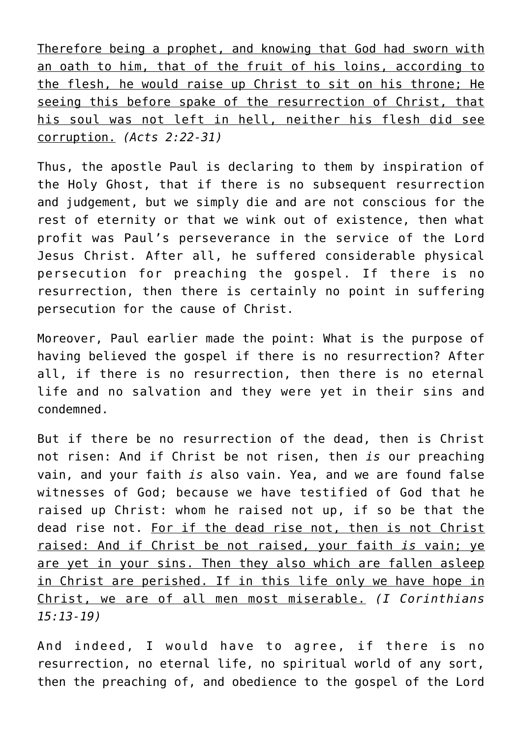Therefore being a prophet, and knowing that God had sworn with an oath to him, that of the fruit of his loins, according to the flesh, he would raise up Christ to sit on his throne; He seeing this before spake of the resurrection of Christ, that his soul was not left in hell, neither his flesh did see corruption. *(Acts 2:22-31)*

Thus, the apostle Paul is declaring to them by inspiration of the Holy Ghost, that if there is no subsequent resurrection and judgement, but we simply die and are not conscious for the rest of eternity or that we wink out of existence, then what profit was Paul's perseverance in the service of the Lord Jesus Christ. After all, he suffered considerable physical persecution for preaching the gospel. If there is no resurrection, then there is certainly no point in suffering persecution for the cause of Christ.

Moreover, Paul earlier made the point: What is the purpose of having believed the gospel if there is no resurrection? After all, if there is no resurrection, then there is no eternal life and no salvation and they were yet in their sins and condemned.

But if there be no resurrection of the dead, then is Christ not risen: And if Christ be not risen, then *is* our preaching vain, and your faith *is* also vain. Yea, and we are found false witnesses of God; because we have testified of God that he raised up Christ: whom he raised not up, if so be that the dead rise not. For if the dead rise not, then is not Christ raised: And if Christ be not raised, your faith *is* vain; ye are yet in your sins. Then they also which are fallen asleep in Christ are perished. If in this life only we have hope in Christ, we are of all men most miserable. *(I Corinthians 15:13-19)*

And indeed, I would have to agree, if there is no resurrection, no eternal life, no spiritual world of any sort, then the preaching of, and obedience to the gospel of the Lord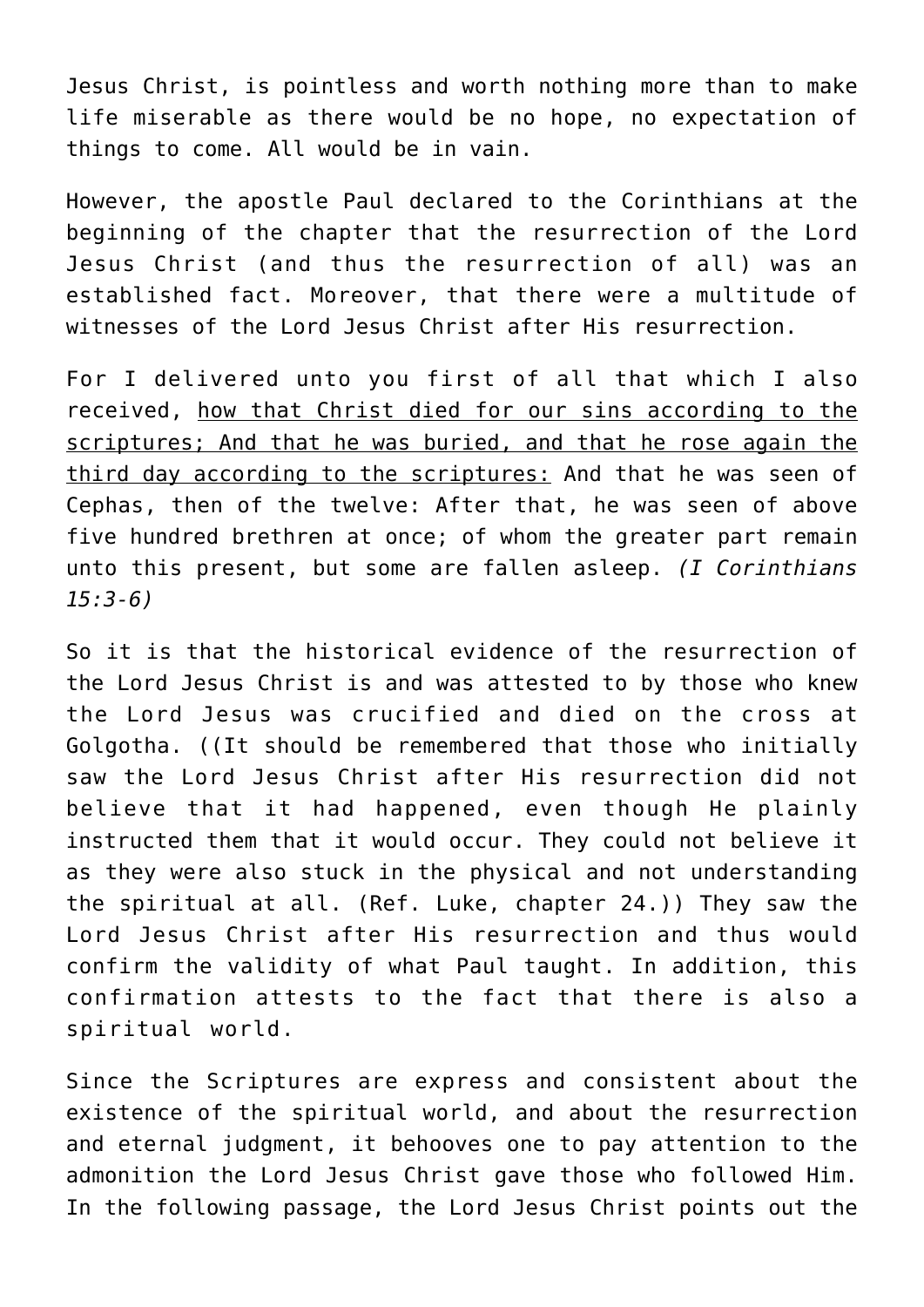Jesus Christ, is pointless and worth nothing more than to make life miserable as there would be no hope, no expectation of things to come. All would be in vain.

However, the apostle Paul declared to the Corinthians at the beginning of the chapter that the resurrection of the Lord Jesus Christ (and thus the resurrection of all) was an established fact. Moreover, that there were a multitude of witnesses of the Lord Jesus Christ after His resurrection.

For I delivered unto you first of all that which I also received, <u>how that Christ died for our sins according to the scriptures; And that he was buried, and that he rose again the third day according to the scriptures:</u> And that he was seen of Cephas, then of the twelve: After that, he was seen of above five hundred brethren at once; of whom the greater part remain unto this present, but some are fallen asleep. *(I Corinthians 15:3-6)*

So it is that the historical evidence of the resurrection of the Lord Jesus Christ is and was attested to by those who knew the Lord Jesus was crucified and died on the cross at Golgotha. ((It should be remembered that those who initially saw the Lord Jesus Christ after His resurrection did not believe that it had happened, even though He plainly instructed them that it would occur. They could not believe it as they were also stuck in the physical and not understanding the spiritual at all. (Ref. Luke, chapter 24.)) They saw the Lord Jesus Christ after His resurrection and thus would confirm the validity of what Paul taught. In addition, this confirmation attests to the fact that there is also a spiritual world.

Since the Scriptures are express and consistent about the existence of the spiritual world, and about the resurrection and eternal judgment, it behooves one to pay attention to the admonition the Lord Jesus Christ gave those who followed Him. In the following passage, the Lord Jesus Christ points out the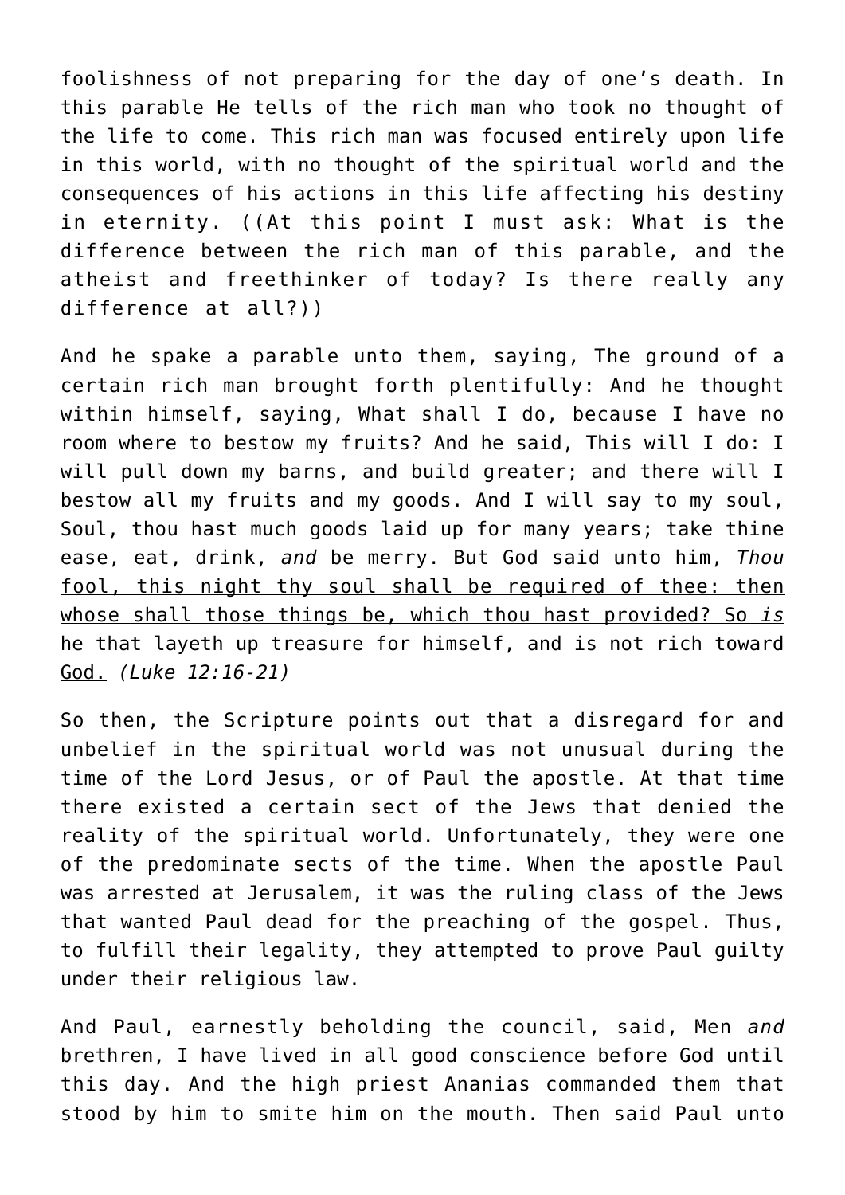foolishness of not preparing for the day of one's death. In this parable He tells of the rich man who took no thought of the life to come. This rich man was focused entirely upon life in this world, with no thought of the spiritual world and the consequences of his actions in this life affecting his destiny in eternity. ((At this point I must ask: What is the difference between the rich man of this parable, and the atheist and freethinker of today? Is there really any difference at all?))

And he spake a parable unto them, saying, The ground of a certain rich man brought forth plentifully: And he thought within himself, saying, What shall I do, because I have no room where to bestow my fruits? And he said, This will I do: I will pull down my barns, and build greater; and there will I bestow all my fruits and my goods. And I will say to my soul, Soul, thou hast much goods laid up for many years; take thine ease, eat, drink, *and* be merry. <u>But God said unto him, *Thou* fool, this night thy soul shall be required of thee: then whose shall those things be, which thou hast provided? So *is* he that layeth up treasure for himself, and is not rich toward God.</u> *(Luke 12:16-21)*

So then, the Scripture points out that a disregard for and unbelief in the spiritual world was not unusual during the time of the Lord Jesus, or of Paul the apostle. At that time there existed a certain sect of the Jews that denied the reality of the spiritual world. Unfortunately, they were one of the predominate sects of the time. When the apostle Paul was arrested at Jerusalem, it was the ruling class of the Jews that wanted Paul dead for the preaching of the gospel. Thus, to fulfill their legality, they attempted to prove Paul guilty under their religious law.

And Paul, earnestly beholding the council, said, Men *and* brethren, I have lived in all good conscience before God until this day. And the high priest Ananias commanded them that stood by him to smite him on the mouth. Then said Paul unto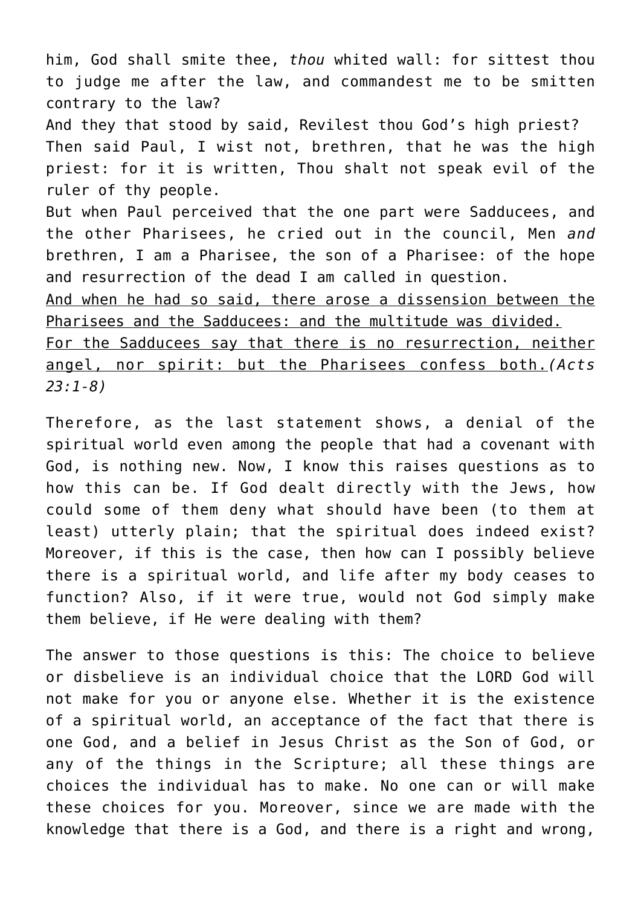him, God shall smite thee, *thou* whited wall: for sittest thou to judge me after the law, and commandest me to be smitten contrary to the law?

And they that stood by said, Revilest thou God's high priest?

Then said Paul, I wist not, brethren, that he was the high priest: for it is written, Thou shalt not speak evil of the ruler of thy people.

But when Paul perceived that the one part were Sadducees, and the other Pharisees, he cried out in the council, Men *and* brethren, I am a Pharisee, the son of a Pharisee: of the hope and resurrection of the dead I am called in question.

<u>And when he had so said, there arose a dissension between the Pharisees and the Sadducees: and the multitude was divided.</u>

<u>For the Sadducees say that there is no resurrection, neither angel, nor spirit: but the Pharisees confess both.</u>*(Acts 23:1-8)*

Therefore, as the last statement shows, a denial of the spiritual world even among the people that had a covenant with God, is nothing new. Now, I know this raises questions as to how this can be. If God dealt directly with the Jews, how could some of them deny what should have been (to them at least) utterly plain; that the spiritual does indeed exist? Moreover, if this is the case, then how can I possibly believe there is a spiritual world, and life after my body ceases to function? Also, if it were true, would not God simply make them believe, if He were dealing with them?

The answer to those questions is this: The choice to believe or disbelieve is an individual choice that the LORD God will not make for you or anyone else. Whether it is the existence of a spiritual world, an acceptance of the fact that there is one God, and a belief in Jesus Christ as the Son of God, or any of the things in the Scripture; all these things are choices the individual has to make. No one can or will make these choices for you. Moreover, since we are made with the knowledge that there is a God, and there is a right and wrong,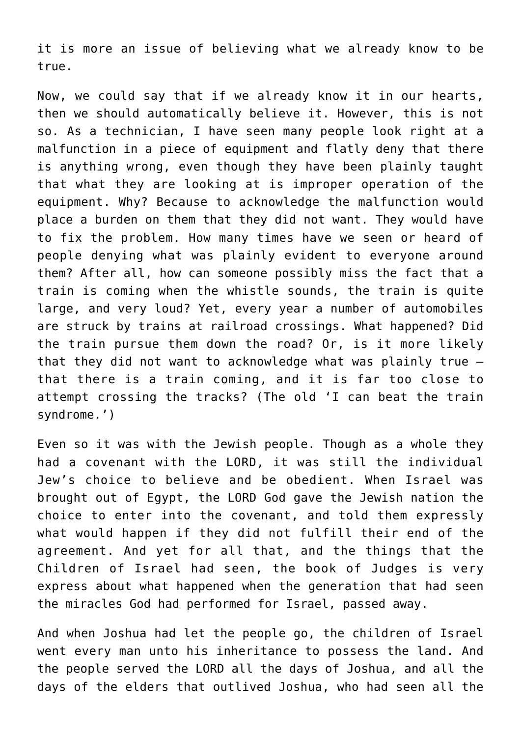it is more an issue of believing what we already know to be true.

Now, we could say that if we already know it in our hearts, then we should automatically believe it. However, this is not so. As a technician, I have seen many people look right at a malfunction in a piece of equipment and flatly deny that there is anything wrong, even though they have been plainly taught that what they are looking at is improper operation of the equipment. Why? Because to acknowledge the malfunction would place a burden on them that they did not want. They would have to fix the problem. How many times have we seen or heard of people denying what was plainly evident to everyone around them? After all, how can someone possibly miss the fact that a train is coming when the whistle sounds, the train is quite large, and very loud? Yet, every year a number of automobiles are struck by trains at railroad crossings. What happened? Did the train pursue them down the road? Or, is it more likely that they did not want to acknowledge what was plainly true – that there is a train coming, and it is far too close to attempt crossing the tracks? (The old 'I can beat the train syndrome.')

Even so it was with the Jewish people. Though as a whole they had a covenant with the LORD, it was still the individual Jew's choice to believe and be obedient. When Israel was brought out of Egypt, the LORD God gave the Jewish nation the choice to enter into the covenant, and told them expressly what would happen if they did not fulfill their end of the agreement. And yet for all that, and the things that the Children of Israel had seen, the book of Judges is very express about what happened when the generation that had seen the miracles God had performed for Israel, passed away.

And when Joshua had let the people go, the children of Israel went every man unto his inheritance to possess the land. And the people served the LORD all the days of Joshua, and all the days of the elders that outlived Joshua, who had seen all the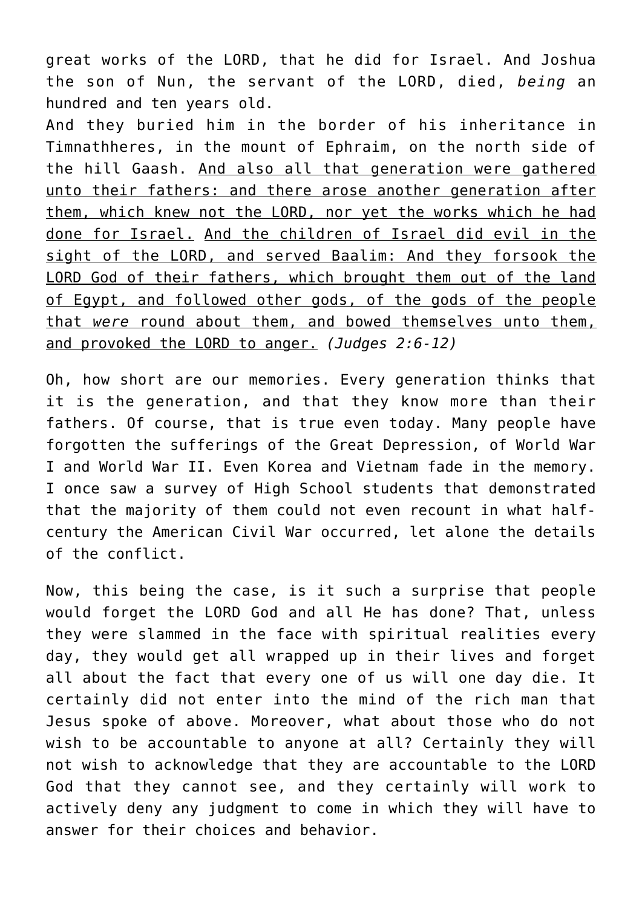great works of the LORD, that he did for Israel. And Joshua the son of Nun, the servant of the LORD, died, *being* an hundred and ten years old.
And they buried him in the border of his inheritance in Timnathheres, in the mount of Ephraim, on the north side of the hill Gaash. <u>And also all that generation were gathered unto their fathers: and there arose another generation after them, which knew not the LORD, nor yet the works which he had done for Israel.</u> <u>And the children of Israel did evil in the sight of the LORD, and served Baalim: And they forsook the LORD God of their fathers, which brought them out of the land of Egypt, and followed other gods, of the gods of the people that *were* round about them, and bowed themselves unto them, and provoked the LORD to anger.</u> *(Judges 2:6-12)*

Oh, how short are our memories. Every generation thinks that it is the generation, and that they know more than their fathers. Of course, that is true even today. Many people have forgotten the sufferings of the Great Depression, of World War I and World War II. Even Korea and Vietnam fade in the memory. I once saw a survey of High School students that demonstrated that the majority of them could not even recount in what half-century the American Civil War occurred, let alone the details of the conflict.

Now, this being the case, is it such a surprise that people would forget the LORD God and all He has done? That, unless they were slammed in the face with spiritual realities every day, they would get all wrapped up in their lives and forget all about the fact that every one of us will one day die. It certainly did not enter into the mind of the rich man that Jesus spoke of above. Moreover, what about those who do not wish to be accountable to anyone at all? Certainly they will not wish to acknowledge that they are accountable to the LORD God that they cannot see, and they certainly will work to actively deny any judgment to come in which they will have to answer for their choices and behavior.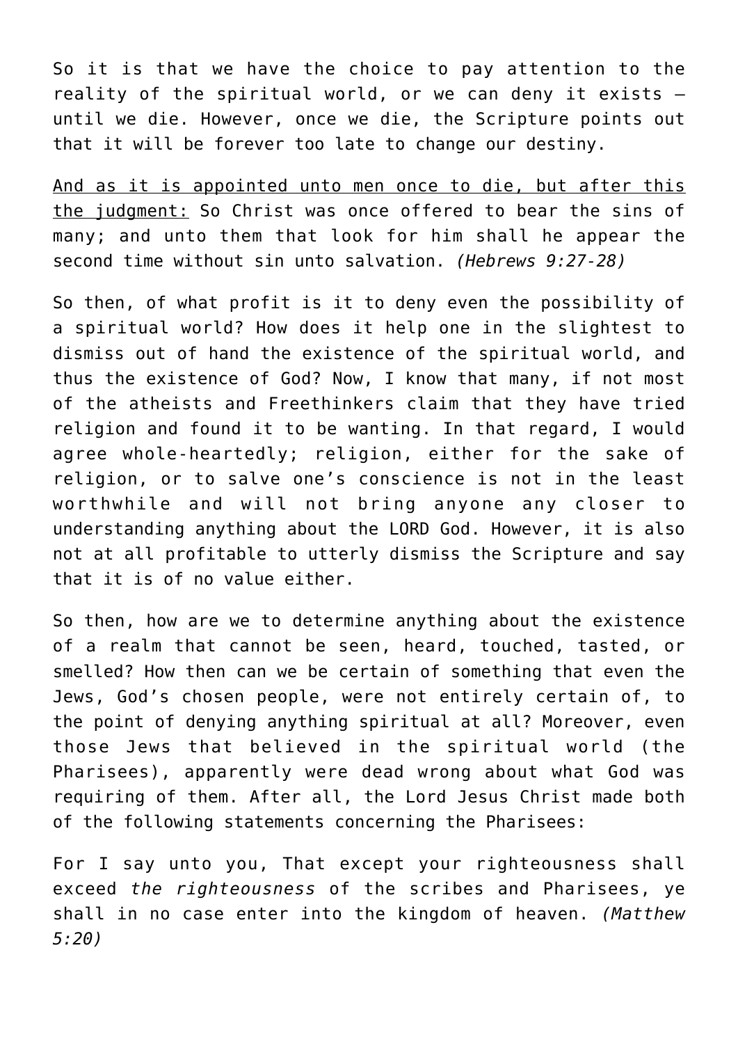So it is that we have the choice to pay attention to the reality of the spiritual world, or we can deny it exists – until we die. However, once we die, the Scripture points out that it will be forever too late to change our destiny.

<u>And as it is appointed unto men once to die, but after this the judgment:</u> So Christ was once offered to bear the sins of many; and unto them that look for him shall he appear the second time without sin unto salvation. *(Hebrews 9:27-28)*

So then, of what profit is it to deny even the possibility of a spiritual world? How does it help one in the slightest to dismiss out of hand the existence of the spiritual world, and thus the existence of God? Now, I know that many, if not most of the atheists and Freethinkers claim that they have tried religion and found it to be wanting. In that regard, I would agree whole-heartedly; religion, either for the sake of religion, or to salve one's conscience is not in the least worthwhile and will not bring anyone any closer to understanding anything about the LORD God. However, it is also not at all profitable to utterly dismiss the Scripture and say that it is of no value either.

So then, how are we to determine anything about the existence of a realm that cannot be seen, heard, touched, tasted, or smelled? How then can we be certain of something that even the Jews, God's chosen people, were not entirely certain of, to the point of denying anything spiritual at all? Moreover, even those Jews that believed in the spiritual world (the Pharisees), apparently were dead wrong about what God was requiring of them. After all, the Lord Jesus Christ made both of the following statements concerning the Pharisees:

For I say unto you, That except your righteousness shall exceed *the righteousness* of the scribes and Pharisees, ye shall in no case enter into the kingdom of heaven. *(Matthew 5:20)*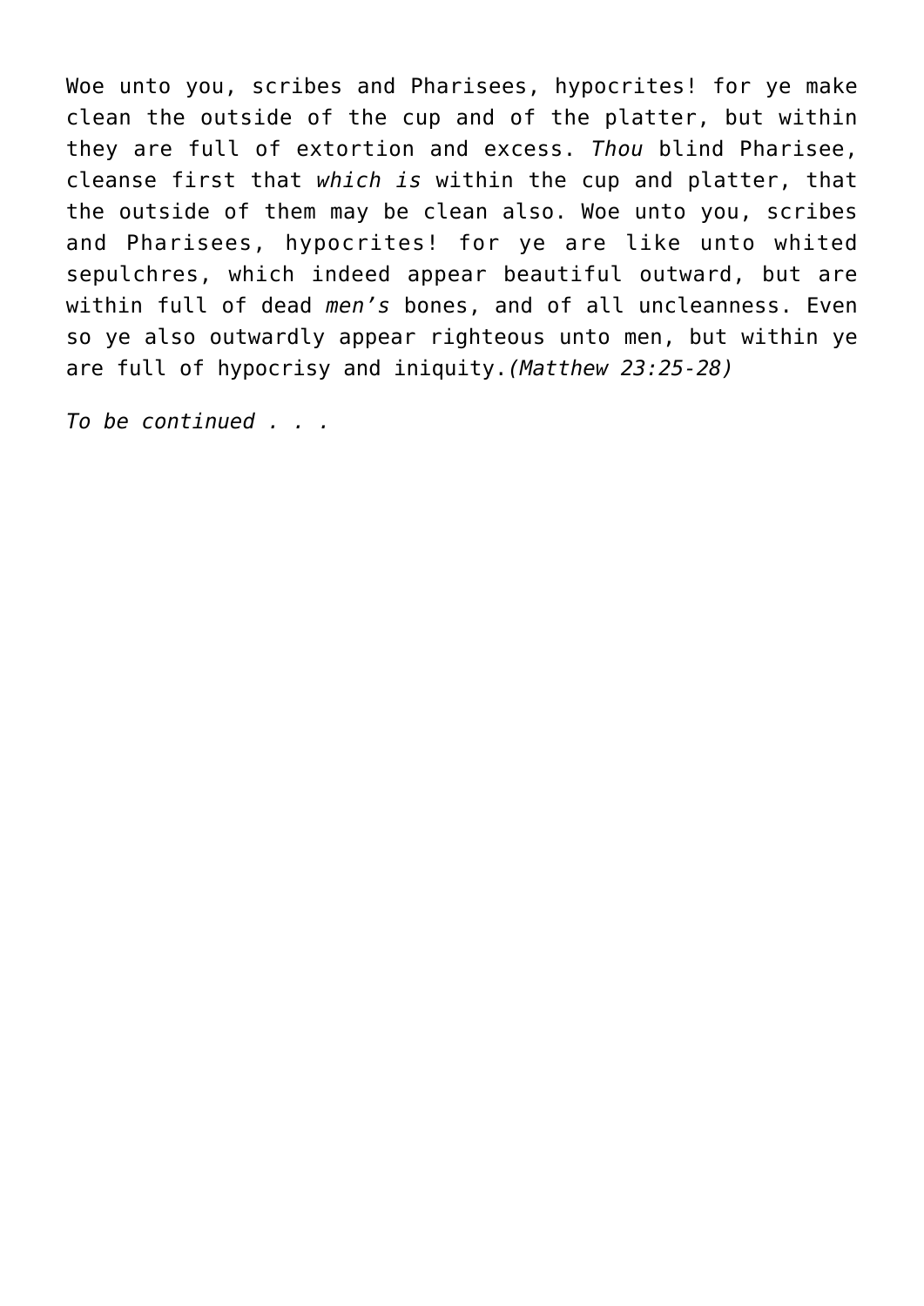Woe unto you, scribes and Pharisees, hypocrites! for ye make clean the outside of the cup and of the platter, but within they are full of extortion and excess. *Thou* blind Pharisee, cleanse first that *which is* within the cup and platter, that the outside of them may be clean also. Woe unto you, scribes and Pharisees, hypocrites! for ye are like unto whited sepulchres, which indeed appear beautiful outward, but are within full of dead *men's* bones, and of all uncleanness. Even so ye also outwardly appear righteous unto men, but within ye are full of hypocrisy and iniquity.*(Matthew 23:25-28)*

*To be continued . . .*